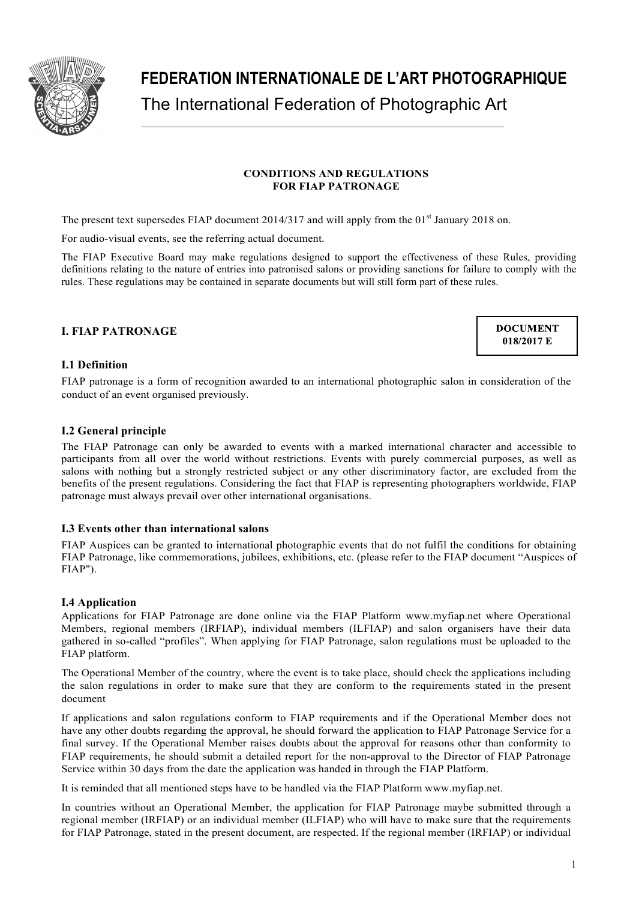# FEDERATION INTERNATIONALE DE L'ART PHOTOGRAPHIQUE

The International Federation of Photographic Art

**CONDITIONS AND REGULATIONS FOR FIAP PATRONAGE**

The present text supersedes FIAP document 2014/317 and will apply from the 01st January 2018 on.

For audio-visual events, see the referring actual document.

The FIAP Executive Board may make regulations designed to support the effectiveness of these Rules, providing definitions relating to the nature of entries into patronised salons or providing sanctions for failure to comply with the rules. These regulations may be contained in separate documents but will still form part of these rules.

**DOCUMENT 018/2017 E**

## I. FIAP PATRONAGE

### I.1 Definition

FIAP patronage is a form of recognition awarded to an international photographic salon in consideration of the conduct of an event organised previously.

### I.2 General principle

The FIAP Patronage can only be awarded to events with a marked international character and accessible to participants from all over the world without restrictions. Events with purely commercial purposes, as well as salons with nothing but a strongly restricted subject or any other discriminatory factor, are excluded from the benefits of the present regulations. Considering the fact that FIAP is representing photographers worldwide, FIAP patronage must always prevail over other international organisations.

### I.3 Events other than international salons

FIAP Auspices can be granted to international photographic events that do not fulfil the conditions for obtaining FIAP Patronage, like commemorations, jubilees, exhibitions, etc. (please refer to the FIAP document "Auspices of FIAP").

### I.4 Application

Applications for FIAP Patronage are done online via the FIAP Platform www.myfiap.net where Operational Members, regional members (IRFIAP), individual members (ILFIAP) and salon organisers have their data gathered in so-called "profiles". When applying for FIAP Patronage, salon regulations must be uploaded to the FIAP platform.

The Operational Member of the country, where the event is to take place, should check the applications including the salon regulations in order to make sure that they are conform to the requirements stated in the present document

If applications and salon regulations conform to FIAP requirements and if the Operational Member does not have any other doubts regarding the approval, he should forward the application to FIAP Patronage Service for a final survey. If the Operational Member raises doubts about the approval for reasons other than conformity to FIAP requirements, he should submit a detailed report for the non-approval to the Director of FIAP Patronage Service within 30 days from the date the application was handed in through the FIAP Platform.

It is reminded that all mentioned steps have to be handled via the FIAP Platform www.myfiap.net.

In countries without an Operational Member, the application for FIAP Patronage maybe submitted through a regional member (IRFIAP) or an individual member (ILFIAP) who will have to make sure that the requirements for FIAP Patronage, stated in the present document, are respected. If the regional member (IRFIAP) or individual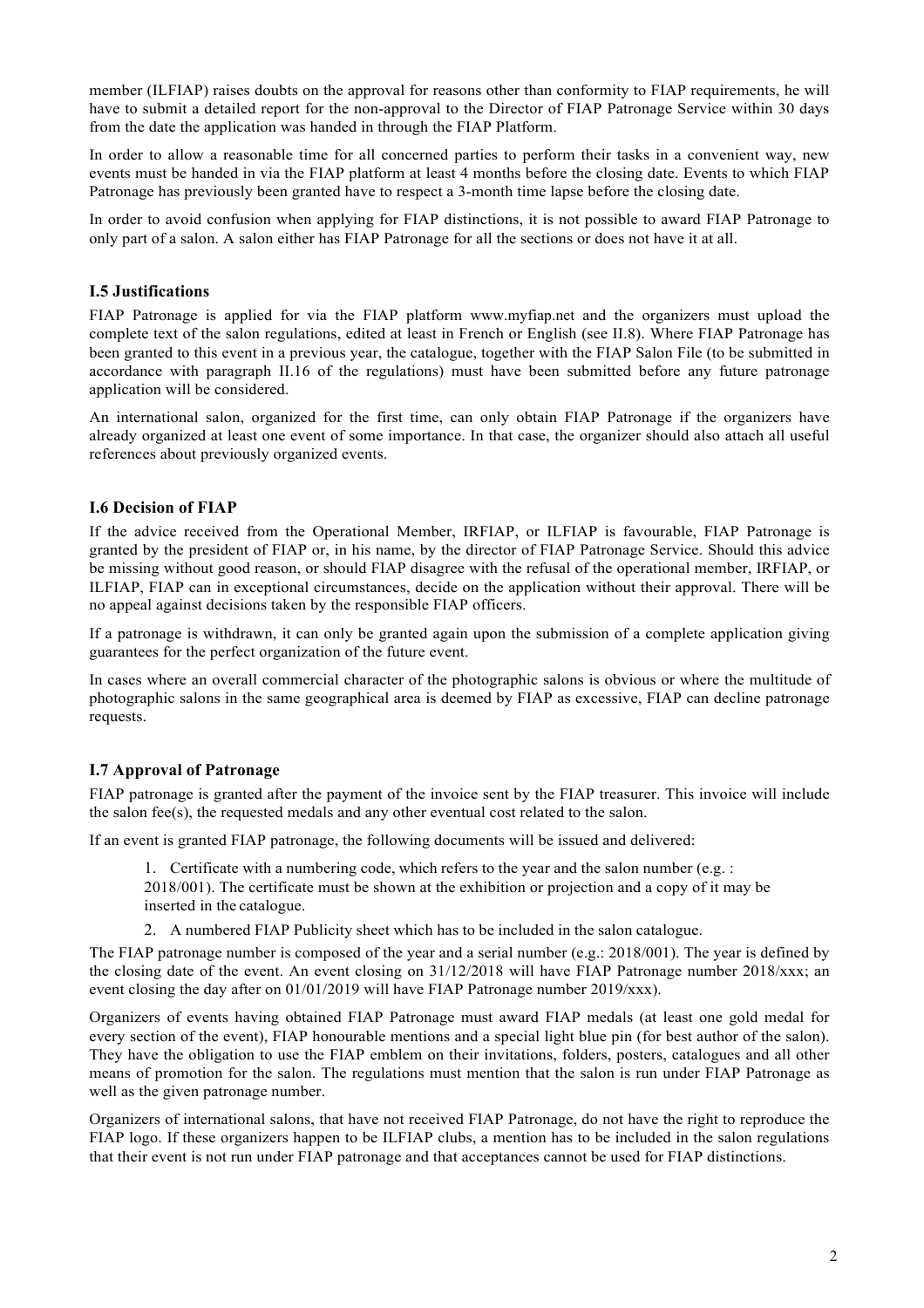member (ILFIAP) raises doubts on the approval for reasons other than conformity to FIAP requirements, he will have to submit a detailed report for the non-approval to the Director of FIAP Patronage Service within 30 days from the date the application was handed in through the FIAP Platform.

In order to allow a reasonable time for all concerned parties to perform their tasks in a convenient way, new events must be handed in via the FIAP platform at least 4 months before the closing date. Events to which FIAP Patronage has previously been granted have to respect a 3-month time lapse before the closing date.

In order to avoid confusion when applying for FIAP distinctions, it is not possible to award FIAP Patronage to only part of a salon. A salon either has FIAP Patronage for all the sections or does not have it at all.

### I.5 Justifications

FIAP Patronage is applied for via the FIAP platform www.myfiap.net and the organizers must upload the complete text of the salon regulations, edited at least in French or English (see II.8). Where FIAP Patronage has been granted to this event in a previous year, the catalogue, together with the FIAP Salon File (to be submitted in accordance with paragraph II.16 of the regulations) must have been submitted before any future patronage application will be considered.

An international salon, organized for the first time, can only obtain FIAP Patronage if the organizers have already organized at least one event of some importance. In that case, the organizer should also attach all useful references about previously organized events.

### I.6 Decision of FIAP

If the advice received from the Operational Member, IRFIAP, or ILFIAP is favourable, FIAP Patronage is granted by the president of FIAP or, in his name, by the director of FIAP Patronage Service. Should this advice be missing without good reason, or should FIAP disagree with the refusal of the operational member, IRFIAP, or ILFIAP, FIAP can in exceptional circumstances, decide on the application without their approval. There will be no appeal against decisions taken by the responsible FIAP officers.

If a patronage is withdrawn, it can only be granted again upon the submission of a complete application giving guarantees for the perfect organization of the future event.

In cases where an overall commercial character of the photographic salons is obvious or where the multitude of photographic salons in the same geographical area is deemed by FIAP as excessive, FIAP can decline patronage requests.

### I.7 Approval of Patronage

FIAP patronage is granted after the payment of the invoice sent by the FIAP treasurer. This invoice will include the salon fee(s), the requested medals and any other eventual cost related to the salon.

If an event is granted FIAP patronage, the following documents will be issued and delivered:

1. Certificate with a numbering code, which refers to the year and the salon number (e.g. : 2018/001). The certificate must be shown at the exhibition or projection and a copy of it may be inserted in the catalogue.
2. A numbered FIAP Publicity sheet which has to be included in the salon catalogue.

The FIAP patronage number is composed of the year and a serial number (e.g.: 2018/001). The year is defined by the closing date of the event. An event closing on 31/12/2018 will have FIAP Patronage number 2018/xxx; an event closing the day after on 01/01/2019 will have FIAP Patronage number 2019/xxx).

Organizers of events having obtained FIAP Patronage must award FIAP medals (at least one gold medal for every section of the event), FIAP honourable mentions and a special light blue pin (for best author of the salon). They have the obligation to use the FIAP emblem on their invitations, folders, posters, catalogues and all other means of promotion for the salon. The regulations must mention that the salon is run under FIAP Patronage as well as the given patronage number.

Organizers of international salons, that have not received FIAP Patronage, do not have the right to reproduce the FIAP logo. If these organizers happen to be ILFIAP clubs, a mention has to be included in the salon regulations that their event is not run under FIAP patronage and that acceptances cannot be used for FIAP distinctions.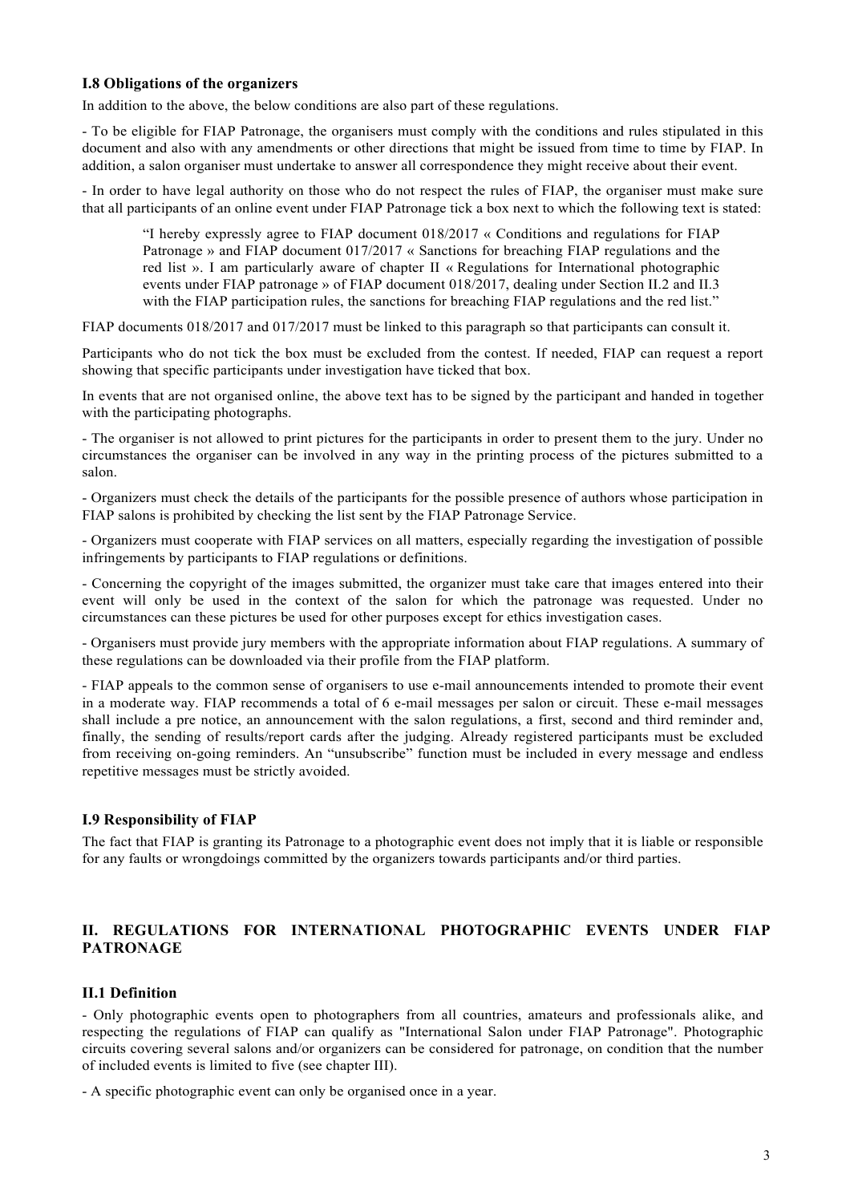### I.8 Obligations of the organizers

In addition to the above, the below conditions are also part of these regulations.

- To be eligible for FIAP Patronage, the organisers must comply with the conditions and rules stipulated in this document and also with any amendments or other directions that might be issued from time to time by FIAP. In addition, a salon organiser must undertake to answer all correspondence they might receive about their event.

- In order to have legal authority on those who do not respect the rules of FIAP, the organiser must make sure that all participants of an online event under FIAP Patronage tick a box next to which the following text is stated:

> "I hereby expressly agree to FIAP document 018/2017 « Conditions and regulations for FIAP Patronage » and FIAP document 017/2017 « Sanctions for breaching FIAP regulations and the red list ». I am particularly aware of chapter II « Regulations for International photographic events under FIAP patronage » of FIAP document 018/2017, dealing under Section II.2 and II.3 with the FIAP participation rules, the sanctions for breaching FIAP regulations and the red list."

FIAP documents 018/2017 and 017/2017 must be linked to this paragraph so that participants can consult it.

Participants who do not tick the box must be excluded from the contest. If needed, FIAP can request a report showing that specific participants under investigation have ticked that box.

In events that are not organised online, the above text has to be signed by the participant and handed in together with the participating photographs.

- The organiser is not allowed to print pictures for the participants in order to present them to the jury. Under no circumstances the organiser can be involved in any way in the printing process of the pictures submitted to a salon.

- Organizers must check the details of the participants for the possible presence of authors whose participation in FIAP salons is prohibited by checking the list sent by the FIAP Patronage Service.

- Organizers must cooperate with FIAP services on all matters, especially regarding the investigation of possible infringements by participants to FIAP regulations or definitions.

- Concerning the copyright of the images submitted, the organizer must take care that images entered into their event will only be used in the context of the salon for which the patronage was requested. Under no circumstances can these pictures be used for other purposes except for ethics investigation cases.

- Organisers must provide jury members with the appropriate information about FIAP regulations. A summary of these regulations can be downloaded via their profile from the FIAP platform.

- FIAP appeals to the common sense of organisers to use e-mail announcements intended to promote their event in a moderate way. FIAP recommends a total of 6 e-mail messages per salon or circuit. These e-mail messages shall include a pre notice, an announcement with the salon regulations, a first, second and third reminder and, finally, the sending of results/report cards after the judging. Already registered participants must be excluded from receiving on-going reminders. An "unsubscribe" function must be included in every message and endless repetitive messages must be strictly avoided.

### I.9 Responsibility of FIAP

The fact that FIAP is granting its Patronage to a photographic event does not imply that it is liable or responsible for any faults or wrongdoings committed by the organizers towards participants and/or third parties.

## II. REGULATIONS FOR INTERNATIONAL PHOTOGRAPHIC EVENTS UNDER FIAP PATRONAGE

### II.1 Definition

- Only photographic events open to photographers from all countries, amateurs and professionals alike, and respecting the regulations of FIAP can qualify as "International Salon under FIAP Patronage". Photographic circuits covering several salons and/or organizers can be considered for patronage, on condition that the number of included events is limited to five (see chapter III).

- A specific photographic event can only be organised once in a year.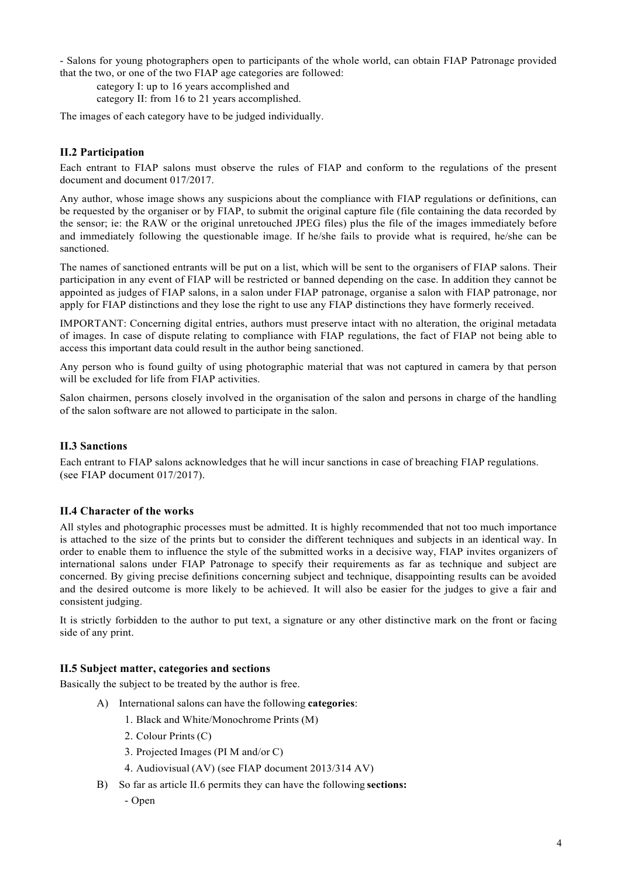- Salons for young photographers open to participants of the whole world, can obtain FIAP Patronage provided that the two, or one of the two FIAP age categories are followed:

category I: up to 16 years accomplished and
category II: from 16 to 21 years accomplished.

The images of each category have to be judged individually.

### II.2 Participation

Each entrant to FIAP salons must observe the rules of FIAP and conform to the regulations of the present document and document 017/2017.

Any author, whose image shows any suspicions about the compliance with FIAP regulations or definitions, can be requested by the organiser or by FIAP, to submit the original capture file (file containing the data recorded by the sensor; ie: the RAW or the original unretouched JPEG files) plus the file of the images immediately before and immediately following the questionable image. If he/she fails to provide what is required, he/she can be sanctioned.

The names of sanctioned entrants will be put on a list, which will be sent to the organisers of FIAP salons. Their participation in any event of FIAP will be restricted or banned depending on the case. In addition they cannot be appointed as judges of FIAP salons, in a salon under FIAP patronage, organise a salon with FIAP patronage, nor apply for FIAP distinctions and they lose the right to use any FIAP distinctions they have formerly received.

IMPORTANT: Concerning digital entries, authors must preserve intact with no alteration, the original metadata of images. In case of dispute relating to compliance with FIAP regulations, the fact of FIAP not being able to access this important data could result in the author being sanctioned.

Any person who is found guilty of using photographic material that was not captured in camera by that person will be excluded for life from FIAP activities.

Salon chairmen, persons closely involved in the organisation of the salon and persons in charge of the handling of the salon software are not allowed to participate in the salon.

### II.3 Sanctions

Each entrant to FIAP salons acknowledges that he will incur sanctions in case of breaching FIAP regulations.
(see FIAP document 017/2017).

### II.4 Character of the works

All styles and photographic processes must be admitted. It is highly recommended that not too much importance is attached to the size of the prints but to consider the different techniques and subjects in an identical way. In order to enable them to influence the style of the submitted works in a decisive way, FIAP invites organizers of international salons under FIAP Patronage to specify their requirements as far as technique and subject are concerned. By giving precise definitions concerning subject and technique, disappointing results can be avoided and the desired outcome is more likely to be achieved. It will also be easier for the judges to give a fair and consistent judging.

It is strictly forbidden to the author to put text, a signature or any other distinctive mark on the front or facing side of any print.

### II.5 Subject matter, categories and sections

Basically the subject to be treated by the author is free.

A) International salons can have the following **categories**:
   1. Black and White/Monochrome Prints (M)
   2. Colour Prints (C)
   3. Projected Images (PI M and/or C)
   4. Audiovisual (AV) (see FIAP document 2013/314 AV)

B) So far as article II.6 permits they can have the following **sections:**
   - Open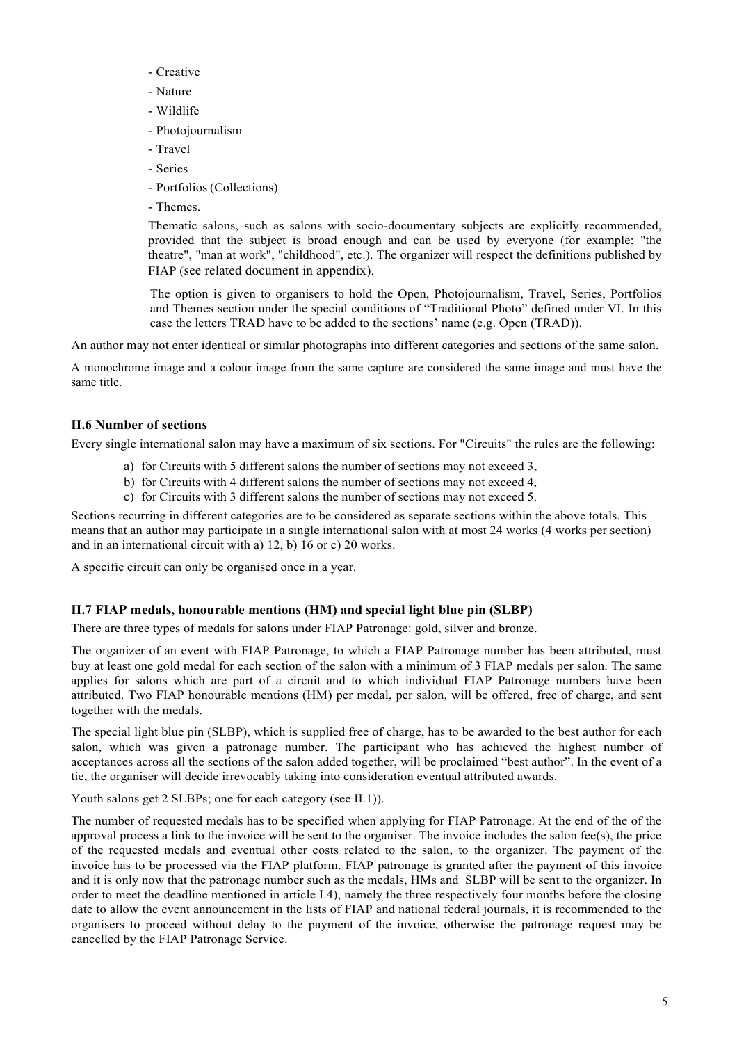- Creative
- Nature
- Wildlife
- Photojournalism
- Travel
- Series
- Portfolios (Collections)
- Themes.

Thematic salons, such as salons with socio-documentary subjects are explicitly recommended, provided that the subject is broad enough and can be used by everyone (for example: "the theatre", "man at work", "childhood", etc.). The organizer will respect the definitions published by FIAP (see related document in appendix).

The option is given to organisers to hold the Open, Photojournalism, Travel, Series, Portfolios and Themes section under the special conditions of "Traditional Photo" defined under VI. In this case the letters TRAD have to be added to the sections' name (e.g. Open (TRAD)).

An author may not enter identical or similar photographs into different categories and sections of the same salon.

A monochrome image and a colour image from the same capture are considered the same image and must have the same title.

### II.6 Number of sections

Every single international salon may have a maximum of six sections. For "Circuits" the rules are the following:

a) for Circuits with 5 different salons the number of sections may not exceed 3,
b) for Circuits with 4 different salons the number of sections may not exceed 4,
c) for Circuits with 3 different salons the number of sections may not exceed 5.

Sections recurring in different categories are to be considered as separate sections within the above totals. This means that an author may participate in a single international salon with at most 24 works (4 works per section) and in an international circuit with a) 12, b) 16 or c) 20 works.

A specific circuit can only be organised once in a year.

### II.7 FIAP medals, honourable mentions (HM) and special light blue pin (SLBP)

There are three types of medals for salons under FIAP Patronage: gold, silver and bronze.

The organizer of an event with FIAP Patronage, to which a FIAP Patronage number has been attributed, must buy at least one gold medal for each section of the salon with a minimum of 3 FIAP medals per salon. The same applies for salons which are part of a circuit and to which individual FIAP Patronage numbers have been attributed. Two FIAP honourable mentions (HM) per medal, per salon, will be offered, free of charge, and sent together with the medals.

The special light blue pin (SLBP), which is supplied free of charge, has to be awarded to the best author for each salon, which was given a patronage number. The participant who has achieved the highest number of acceptances across all the sections of the salon added together, will be proclaimed "best author". In the event of a tie, the organiser will decide irrevocably taking into consideration eventual attributed awards.

Youth salons get 2 SLBPs; one for each category (see II.1)).

The number of requested medals has to be specified when applying for FIAP Patronage. At the end of the of the approval process a link to the invoice will be sent to the organiser. The invoice includes the salon fee(s), the price of the requested medals and eventual other costs related to the salon, to the organizer. The payment of the invoice has to be processed via the FIAP platform. FIAP patronage is granted after the payment of this invoice and it is only now that the patronage number such as the medals, HMs and SLBP will be sent to the organizer. In order to meet the deadline mentioned in article I.4), namely the three respectively four months before the closing date to allow the event announcement in the lists of FIAP and national federal journals, it is recommended to the organisers to proceed without delay to the payment of the invoice, otherwise the patronage request may be cancelled by the FIAP Patronage Service.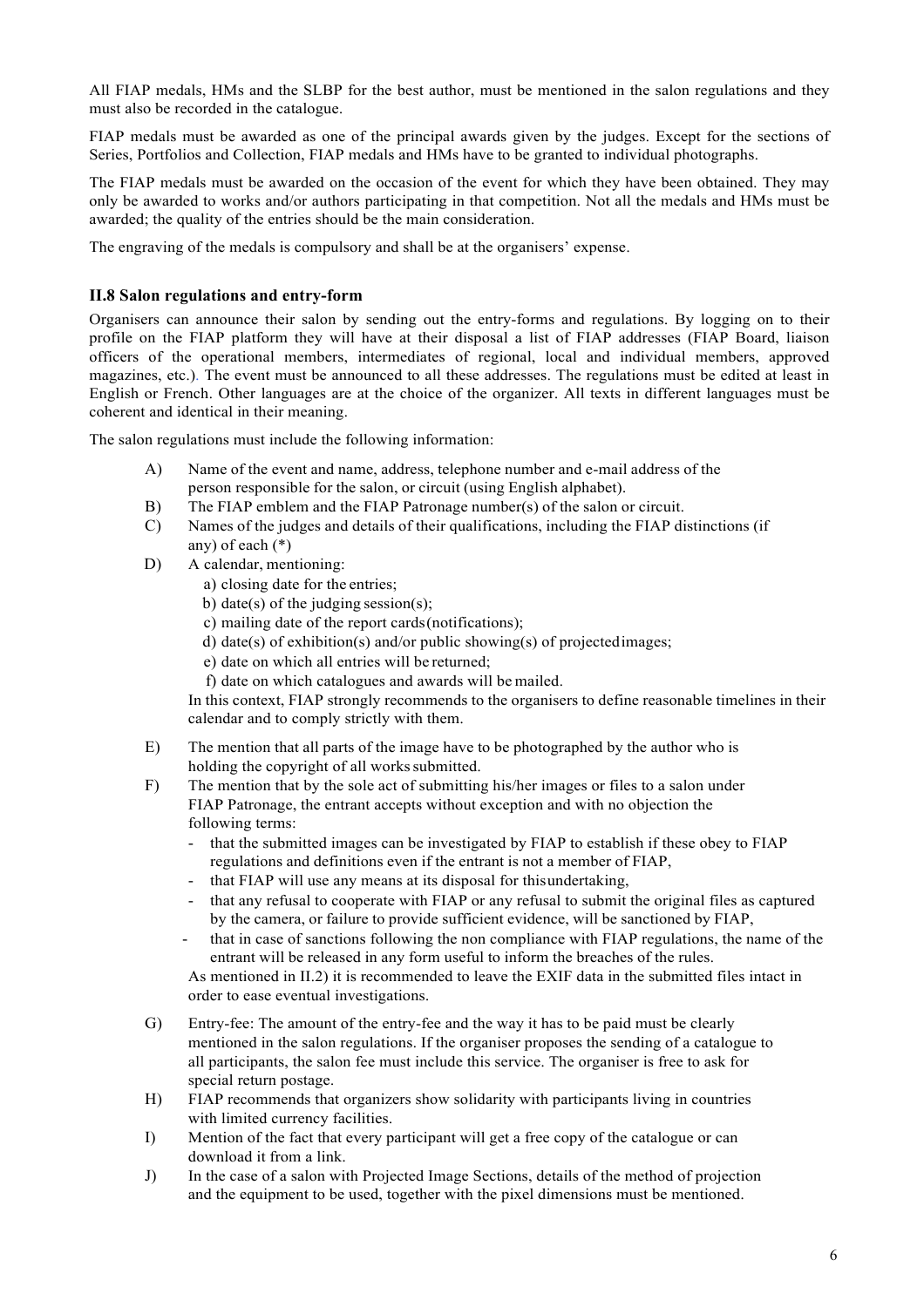All FIAP medals, HMs and the SLBP for the best author, must be mentioned in the salon regulations and they must also be recorded in the catalogue.

FIAP medals must be awarded as one of the principal awards given by the judges. Except for the sections of Series, Portfolios and Collection, FIAP medals and HMs have to be granted to individual photographs.

The FIAP medals must be awarded on the occasion of the event for which they have been obtained. They may only be awarded to works and/or authors participating in that competition. Not all the medals and HMs must be awarded; the quality of the entries should be the main consideration.

The engraving of the medals is compulsory and shall be at the organisers' expense.

### II.8 Salon regulations and entry-form

Organisers can announce their salon by sending out the entry-forms and regulations. By logging on to their profile on the FIAP platform they will have at their disposal a list of FIAP addresses (FIAP Board, liaison officers of the operational members, intermediates of regional, local and individual members, approved magazines, etc.). The event must be announced to all these addresses. The regulations must be edited at least in English or French. Other languages are at the choice of the organizer. All texts in different languages must be coherent and identical in their meaning.

The salon regulations must include the following information:

A) Name of the event and name, address, telephone number and e-mail address of the person responsible for the salon, or circuit (using English alphabet).

B) The FIAP emblem and the FIAP Patronage number(s) of the salon or circuit.

C) Names of the judges and details of their qualifications, including the FIAP distinctions (if any) of each (*)

D) A calendar, mentioning:
   a) closing date for the entries;
   b) date(s) of the judging session(s);
   c) mailing date of the report cards (notifications);
   d) date(s) of exhibition(s) and/or public showing(s) of projected images;
   e) date on which all entries will be returned;
   f) date on which catalogues and awards will be mailed.

   In this context, FIAP strongly recommends to the organisers to define reasonable timelines in their calendar and to comply strictly with them.

E) The mention that all parts of the image have to be photographed by the author who is holding the copyright of all works submitted.

F) The mention that by the sole act of submitting his/her images or files to a salon under FIAP Patronage, the entrant accepts without exception and with no objection the following terms:
   - that the submitted images can be investigated by FIAP to establish if these obey to FIAP regulations and definitions even if the entrant is not a member of FIAP,
   - that FIAP will use any means at its disposal for this undertaking,
   - that any refusal to cooperate with FIAP or any refusal to submit the original files as captured by the camera, or failure to provide sufficient evidence, will be sanctioned by FIAP,
   - that in case of sanctions following the non compliance with FIAP regulations, the name of the entrant will be released in any form useful to inform the breaches of the rules.

   As mentioned in II.2) it is recommended to leave the EXIF data in the submitted files intact in order to ease eventual investigations.

G) Entry-fee: The amount of the entry-fee and the way it has to be paid must be clearly mentioned in the salon regulations. If the organiser proposes the sending of a catalogue to all participants, the salon fee must include this service. The organiser is free to ask for special return postage.

H) FIAP recommends that organizers show solidarity with participants living in countries with limited currency facilities.

I) Mention of the fact that every participant will get a free copy of the catalogue or can download it from a link.

J) In the case of a salon with Projected Image Sections, details of the method of projection and the equipment to be used, together with the pixel dimensions must be mentioned.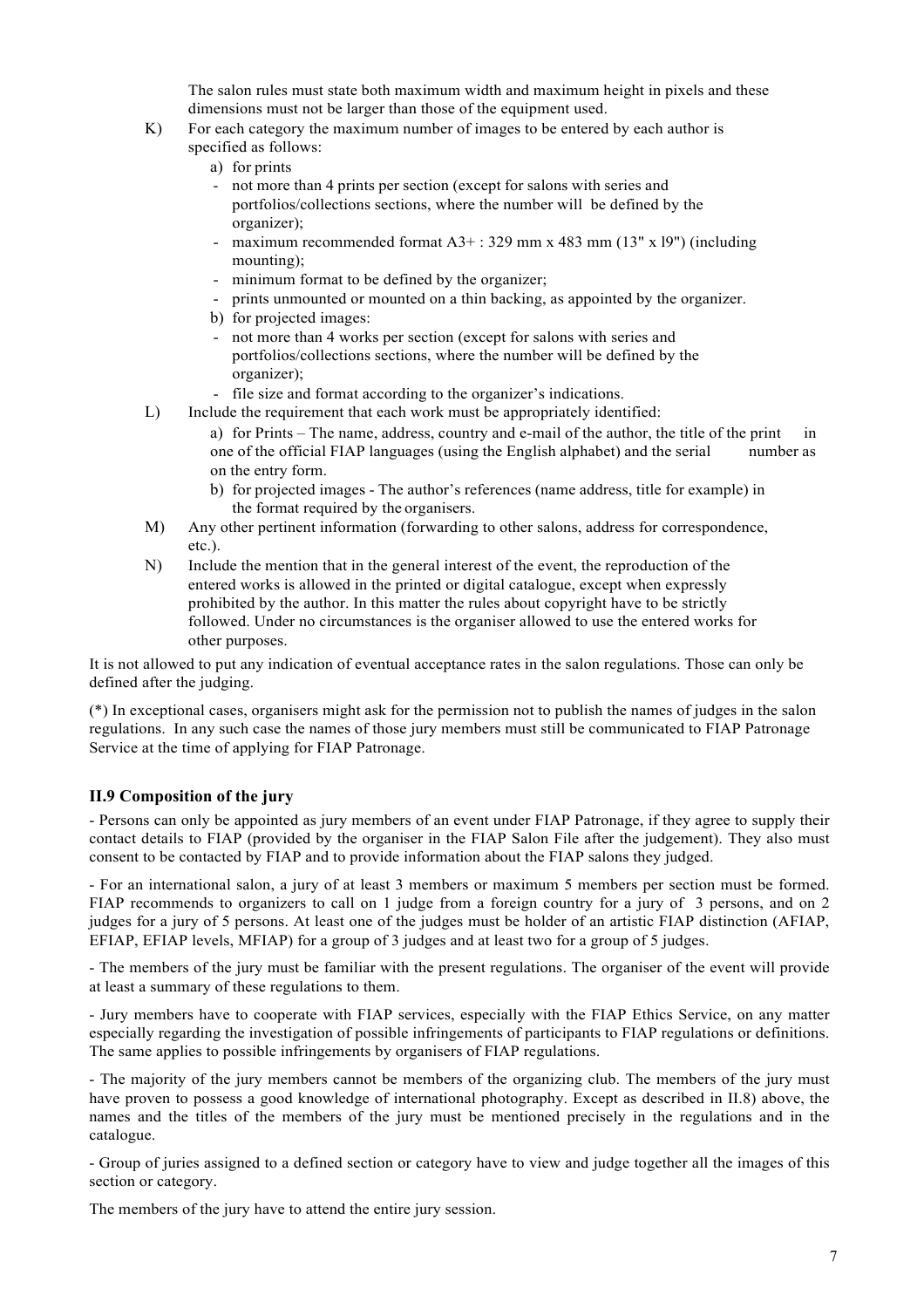The salon rules must state both maximum width and maximum height in pixels and these dimensions must not be larger than those of the equipment used.

K) For each category the maximum number of images to be entered by each author is specified as follows:
   a) for prints
   - not more than 4 prints per section (except for salons with series and portfolios/collections sections, where the number will be defined by the organizer);
   - maximum recommended format A3+ : 329 mm x 483 mm (13" x l9") (including mounting);
   - minimum format to be defined by the organizer;
   - prints unmounted or mounted on a thin backing, as appointed by the organizer.
   b) for projected images:
   - not more than 4 works per section (except for salons with series and portfolios/collections sections, where the number will be defined by the organizer);
   - file size and format according to the organizer's indications.

L) Include the requirement that each work must be appropriately identified:
   a) for Prints – The name, address, country and e-mail of the author, the title of the print in one of the official FIAP languages (using the English alphabet) and the serial number as on the entry form.
   b) for projected images - The author's references (name address, title for example) in the format required by the organisers.

M) Any other pertinent information (forwarding to other salons, address for correspondence, etc.).

N) Include the mention that in the general interest of the event, the reproduction of the entered works is allowed in the printed or digital catalogue, except when expressly prohibited by the author. In this matter the rules about copyright have to be strictly followed. Under no circumstances is the organiser allowed to use the entered works for other purposes.

It is not allowed to put any indication of eventual acceptance rates in the salon regulations. Those can only be defined after the judging.

(*) In exceptional cases, organisers might ask for the permission not to publish the names of judges in the salon regulations. In any such case the names of those jury members must still be communicated to FIAP Patronage Service at the time of applying for FIAP Patronage.

### II.9 Composition of the jury

- Persons can only be appointed as jury members of an event under FIAP Patronage, if they agree to supply their contact details to FIAP (provided by the organiser in the FIAP Salon File after the judgement). They also must consent to be contacted by FIAP and to provide information about the FIAP salons they judged.

- For an international salon, a jury of at least 3 members or maximum 5 members per section must be formed. FIAP recommends to organizers to call on 1 judge from a foreign country for a jury of 3 persons, and on 2 judges for a jury of 5 persons. At least one of the judges must be holder of an artistic FIAP distinction (AFIAP, EFIAP, EFIAP levels, MFIAP) for a group of 3 judges and at least two for a group of 5 judges.

- The members of the jury must be familiar with the present regulations. The organiser of the event will provide at least a summary of these regulations to them.

- Jury members have to cooperate with FIAP services, especially with the FIAP Ethics Service, on any matter especially regarding the investigation of possible infringements of participants to FIAP regulations or definitions. The same applies to possible infringements by organisers of FIAP regulations.

- The majority of the jury members cannot be members of the organizing club. The members of the jury must have proven to possess a good knowledge of international photography. Except as described in II.8) above, the names and the titles of the members of the jury must be mentioned precisely in the regulations and in the catalogue.

- Group of juries assigned to a defined section or category have to view and judge together all the images of this section or category.

The members of the jury have to attend the entire jury session.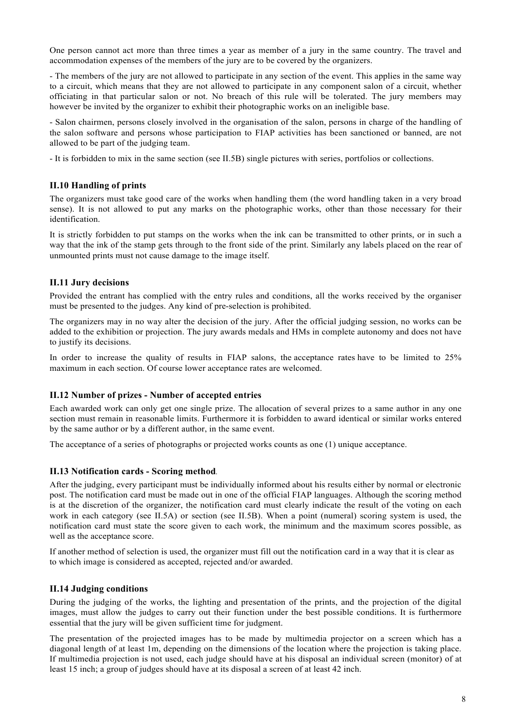One person cannot act more than three times a year as member of a jury in the same country. The travel and accommodation expenses of the members of the jury are to be covered by the organizers.

- The members of the jury are not allowed to participate in any section of the event. This applies in the same way to a circuit, which means that they are not allowed to participate in any component salon of a circuit, whether officiating in that particular salon or not. No breach of this rule will be tolerated. The jury members may however be invited by the organizer to exhibit their photographic works on an ineligible base.

- Salon chairmen, persons closely involved in the organisation of the salon, persons in charge of the handling of the salon software and persons whose participation to FIAP activities has been sanctioned or banned, are not allowed to be part of the judging team.

- It is forbidden to mix in the same section (see II.5B) single pictures with series, portfolios or collections.

### II.10 Handling of prints

The organizers must take good care of the works when handling them (the word handling taken in a very broad sense). It is not allowed to put any marks on the photographic works, other than those necessary for their identification.

It is strictly forbidden to put stamps on the works when the ink can be transmitted to other prints, or in such a way that the ink of the stamp gets through to the front side of the print. Similarly any labels placed on the rear of unmounted prints must not cause damage to the image itself.

### II.11 Jury decisions

Provided the entrant has complied with the entry rules and conditions, all the works received by the organiser must be presented to the judges. Any kind of pre-selection is prohibited.

The organizers may in no way alter the decision of the jury. After the official judging session, no works can be added to the exhibition or projection. The jury awards medals and HMs in complete autonomy and does not have to justify its decisions.

In order to increase the quality of results in FIAP salons, the acceptance rates have to be limited to 25% maximum in each section. Of course lower acceptance rates are welcomed.

### II.12 Number of prizes - Number of accepted entries

Each awarded work can only get one single prize. The allocation of several prizes to a same author in any one section must remain in reasonable limits. Furthermore it is forbidden to award identical or similar works entered by the same author or by a different author, in the same event.

The acceptance of a series of photographs or projected works counts as one (1) unique acceptance.

### II.13 Notification cards - Scoring method.

After the judging, every participant must be individually informed about his results either by normal or electronic post. The notification card must be made out in one of the official FIAP languages. Although the scoring method is at the discretion of the organizer, the notification card must clearly indicate the result of the voting on each work in each category (see II.5A) or section (see II.5B). When a point (numeral) scoring system is used, the notification card must state the score given to each work, the minimum and the maximum scores possible, as well as the acceptance score.

If another method of selection is used, the organizer must fill out the notification card in a way that it is clear as to which image is considered as accepted, rejected and/or awarded.

### II.14 Judging conditions

During the judging of the works, the lighting and presentation of the prints, and the projection of the digital images, must allow the judges to carry out their function under the best possible conditions. It is furthermore essential that the jury will be given sufficient time for judgment.

The presentation of the projected images has to be made by multimedia projector on a screen which has a diagonal length of at least 1m, depending on the dimensions of the location where the projection is taking place. If multimedia projection is not used, each judge should have at his disposal an individual screen (monitor) of at least 15 inch; a group of judges should have at its disposal a screen of at least 42 inch.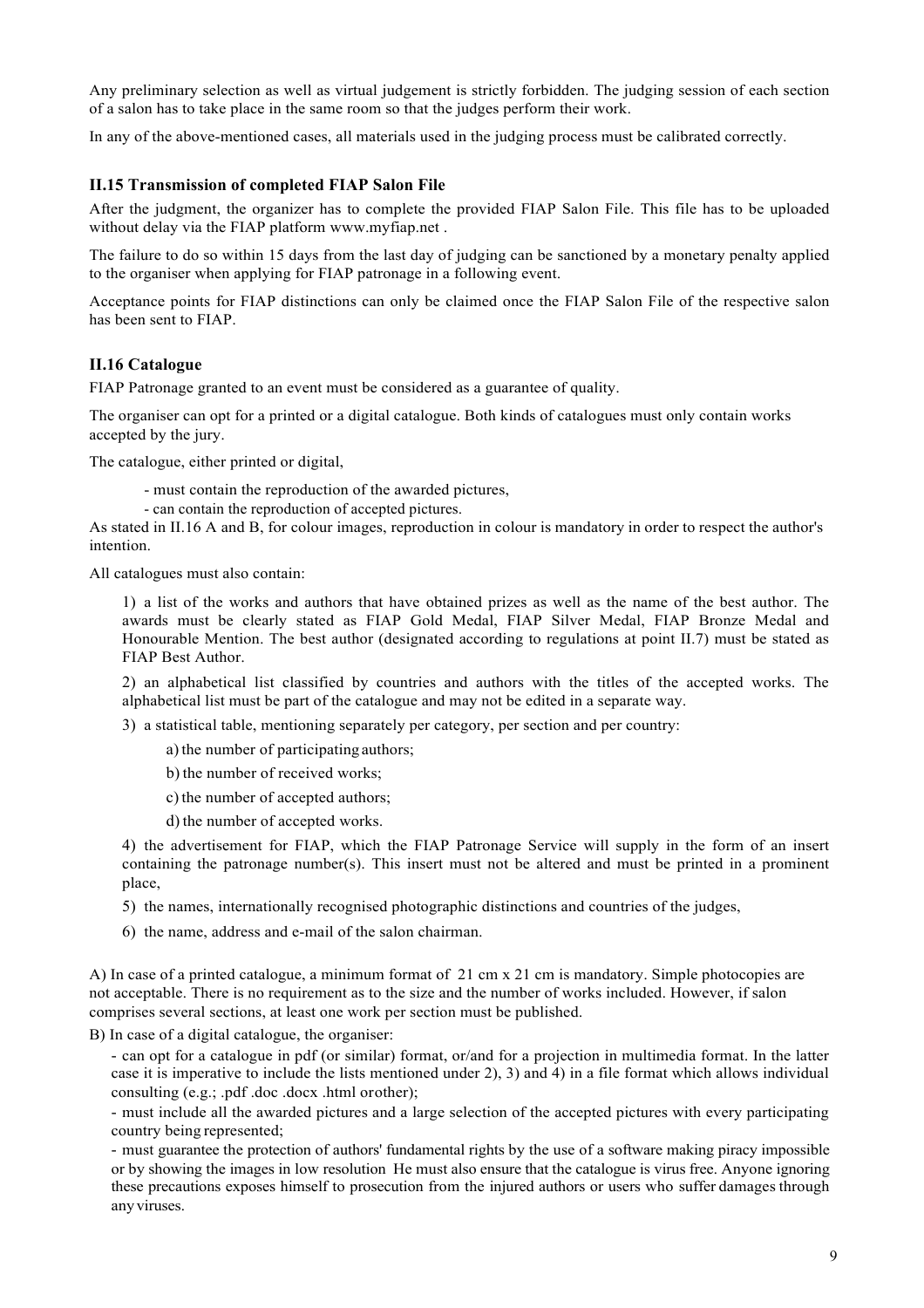Any preliminary selection as well as virtual judgement is strictly forbidden. The judging session of each section of a salon has to take place in the same room so that the judges perform their work.

In any of the above-mentioned cases, all materials used in the judging process must be calibrated correctly.

### II.15 Transmission of completed FIAP Salon File

After the judgment, the organizer has to complete the provided FIAP Salon File. This file has to be uploaded without delay via the FIAP platform www.myfiap.net .

The failure to do so within 15 days from the last day of judging can be sanctioned by a monetary penalty applied to the organiser when applying for FIAP patronage in a following event.

Acceptance points for FIAP distinctions can only be claimed once the FIAP Salon File of the respective salon has been sent to FIAP.

### II.16 Catalogue

FIAP Patronage granted to an event must be considered as a guarantee of quality.

The organiser can opt for a printed or a digital catalogue. Both kinds of catalogues must only contain works accepted by the jury.

The catalogue, either printed or digital,

- must contain the reproduction of the awarded pictures,
- can contain the reproduction of accepted pictures.

As stated in II.16 A and B, for colour images, reproduction in colour is mandatory in order to respect the author's intention.

All catalogues must also contain:

1) a list of the works and authors that have obtained prizes as well as the name of the best author. The awards must be clearly stated as FIAP Gold Medal, FIAP Silver Medal, FIAP Bronze Medal and Honourable Mention. The best author (designated according to regulations at point II.7) must be stated as FIAP Best Author.

2) an alphabetical list classified by countries and authors with the titles of the accepted works. The alphabetical list must be part of the catalogue and may not be edited in a separate way.

3) a statistical table, mentioning separately per category, per section and per country:

   a) the number of participating authors;

   b) the number of received works;

   c) the number of accepted authors;

   d) the number of accepted works.

4) the advertisement for FIAP, which the FIAP Patronage Service will supply in the form of an insert containing the patronage number(s). This insert must not be altered and must be printed in a prominent place,

5) the names, internationally recognised photographic distinctions and countries of the judges,

6) the name, address and e-mail of the salon chairman.

A) In case of a printed catalogue, a minimum format of 21 cm x 21 cm is mandatory. Simple photocopies are not acceptable. There is no requirement as to the size and the number of works included. However, if salon comprises several sections, at least one work per section must be published.

B) In case of a digital catalogue, the organiser:

- can opt for a catalogue in pdf (or similar) format, or/and for a projection in multimedia format. In the latter case it is imperative to include the lists mentioned under 2), 3) and 4) in a file format which allows individual consulting (e.g.; .pdf .doc .docx .html orother);
- must include all the awarded pictures and a large selection of the accepted pictures with every participating country being represented;
- must guarantee the protection of authors' fundamental rights by the use of a software making piracy impossible or by showing the images in low resolution He must also ensure that the catalogue is virus free. Anyone ignoring these precautions exposes himself to prosecution from the injured authors or users who suffer damages through any viruses.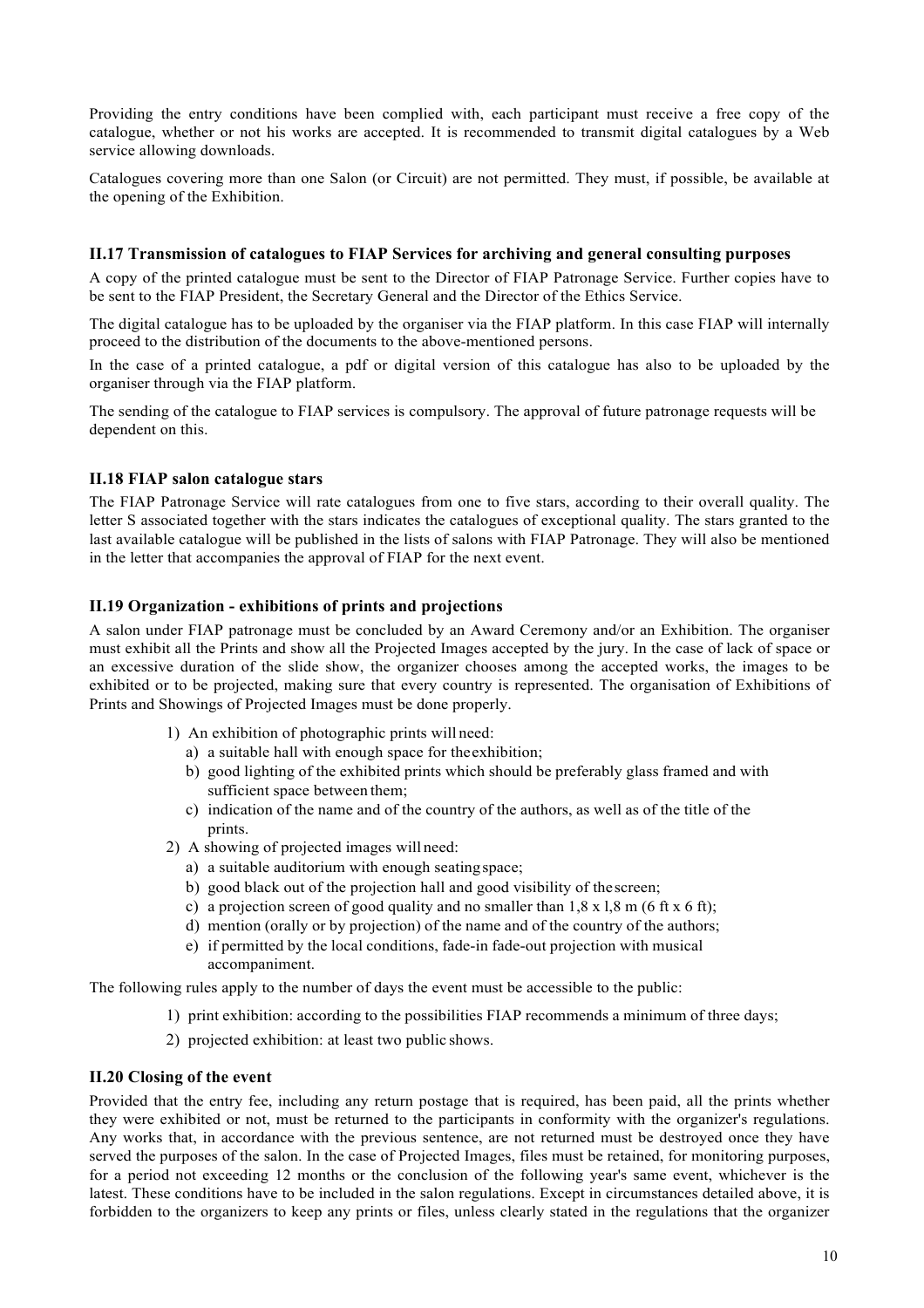Providing the entry conditions have been complied with, each participant must receive a free copy of the catalogue, whether or not his works are accepted. It is recommended to transmit digital catalogues by a Web service allowing downloads.

Catalogues covering more than one Salon (or Circuit) are not permitted. They must, if possible, be available at the opening of the Exhibition.

### II.17 Transmission of catalogues to FIAP Services for archiving and general consulting purposes

A copy of the printed catalogue must be sent to the Director of FIAP Patronage Service. Further copies have to be sent to the FIAP President, the Secretary General and the Director of the Ethics Service.

The digital catalogue has to be uploaded by the organiser via the FIAP platform. In this case FIAP will internally proceed to the distribution of the documents to the above-mentioned persons.

In the case of a printed catalogue, a pdf or digital version of this catalogue has also to be uploaded by the organiser through via the FIAP platform.

The sending of the catalogue to FIAP services is compulsory. The approval of future patronage requests will be dependent on this.

### II.18 FIAP salon catalogue stars

The FIAP Patronage Service will rate catalogues from one to five stars, according to their overall quality. The letter S associated together with the stars indicates the catalogues of exceptional quality. The stars granted to the last available catalogue will be published in the lists of salons with FIAP Patronage. They will also be mentioned in the letter that accompanies the approval of FIAP for the next event.

### II.19 Organization - exhibitions of prints and projections

A salon under FIAP patronage must be concluded by an Award Ceremony and/or an Exhibition. The organiser must exhibit all the Prints and show all the Projected Images accepted by the jury. In the case of lack of space or an excessive duration of the slide show, the organizer chooses among the accepted works, the images to be exhibited or to be projected, making sure that every country is represented. The organisation of Exhibitions of Prints and Showings of Projected Images must be done properly.

1) An exhibition of photographic prints will need:
   a) a suitable hall with enough space for the exhibition;
   b) good lighting of the exhibited prints which should be preferably glass framed and with sufficient space between them;
   c) indication of the name and of the country of the authors, as well as of the title of the prints.
2) A showing of projected images will need:
   a) a suitable auditorium with enough seating space;
   b) good black out of the projection hall and good visibility of the screen;
   c) a projection screen of good quality and no smaller than 1,8 x l,8 m (6 ft x 6 ft);
   d) mention (orally or by projection) of the name and of the country of the authors;
   e) if permitted by the local conditions, fade-in fade-out projection with musical accompaniment.

The following rules apply to the number of days the event must be accessible to the public:

1) print exhibition: according to the possibilities FIAP recommends a minimum of three days;
2) projected exhibition: at least two public shows.

### II.20 Closing of the event

Provided that the entry fee, including any return postage that is required, has been paid, all the prints whether they were exhibited or not, must be returned to the participants in conformity with the organizer's regulations. Any works that, in accordance with the previous sentence, are not returned must be destroyed once they have served the purposes of the salon. In the case of Projected Images, files must be retained, for monitoring purposes, for a period not exceeding 12 months or the conclusion of the following year's same event, whichever is the latest. These conditions have to be included in the salon regulations. Except in circumstances detailed above, it is forbidden to the organizers to keep any prints or files, unless clearly stated in the regulations that the organizer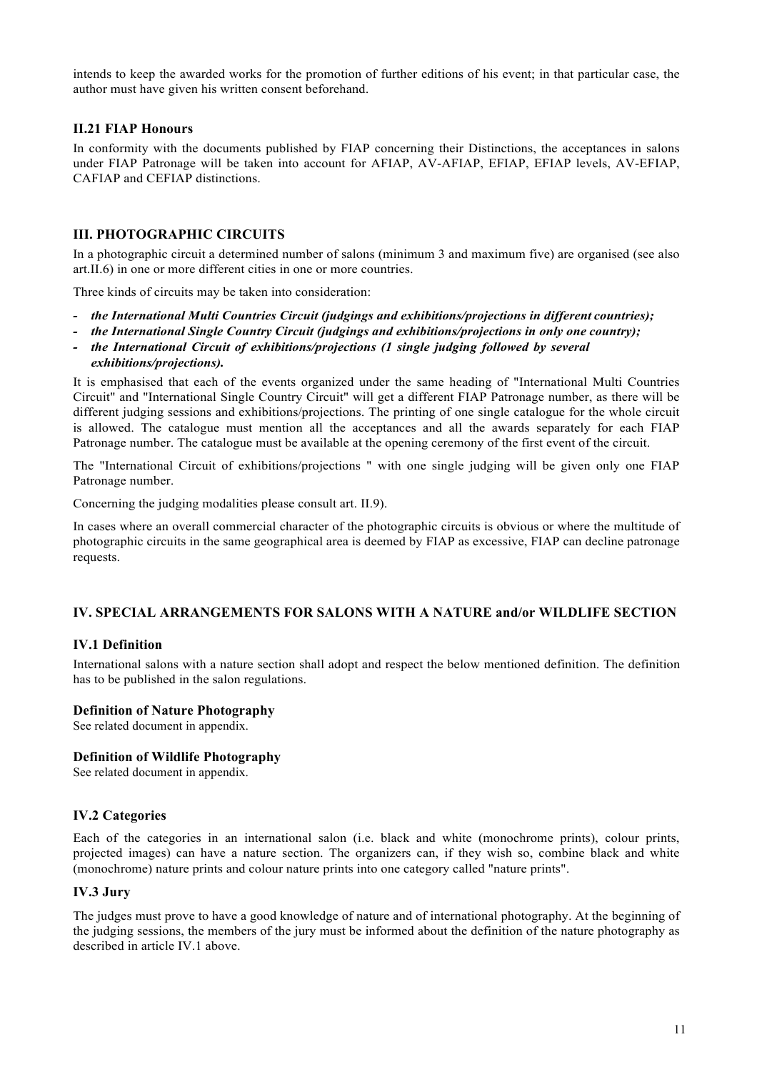intends to keep the awarded works for the promotion of further editions of his event; in that particular case, the author must have given his written consent beforehand.

### II.21 FIAP Honours

In conformity with the documents published by FIAP concerning their Distinctions, the acceptances in salons under FIAP Patronage will be taken into account for AFIAP, AV-AFIAP, EFIAP, EFIAP levels, AV-EFIAP, CAFIAP and CEFIAP distinctions.

## III. PHOTOGRAPHIC CIRCUITS

In a photographic circuit a determined number of salons (minimum 3 and maximum five) are organised (see also art.II.6) in one or more different cities in one or more countries.

Three kinds of circuits may be taken into consideration:

- ***the International Multi Countries Circuit (judgings and exhibitions/projections in different countries);***
- ***the International Single Country Circuit (judgings and exhibitions/projections in only one country);***
- ***the International Circuit of exhibitions/projections (1 single judging followed by several exhibitions/projections).***

It is emphasised that each of the events organized under the same heading of "International Multi Countries Circuit" and "International Single Country Circuit" will get a different FIAP Patronage number, as there will be different judging sessions and exhibitions/projections. The printing of one single catalogue for the whole circuit is allowed. The catalogue must mention all the acceptances and all the awards separately for each FIAP Patronage number. The catalogue must be available at the opening ceremony of the first event of the circuit.

The "International Circuit of exhibitions/projections " with one single judging will be given only one FIAP Patronage number.

Concerning the judging modalities please consult art. II.9).

In cases where an overall commercial character of the photographic circuits is obvious or where the multitude of photographic circuits in the same geographical area is deemed by FIAP as excessive, FIAP can decline patronage requests.

## IV. SPECIAL ARRANGEMENTS FOR SALONS WITH A NATURE and/or WILDLIFE SECTION

### IV.1 Definition

International salons with a nature section shall adopt and respect the below mentioned definition. The definition has to be published in the salon regulations.

#### Definition of Nature Photography

See related document in appendix.

#### Definition of Wildlife Photography

See related document in appendix.

### IV.2 Categories

Each of the categories in an international salon (i.e. black and white (monochrome prints), colour prints, projected images) can have a nature section. The organizers can, if they wish so, combine black and white (monochrome) nature prints and colour nature prints into one category called "nature prints".

### IV.3 Jury

The judges must prove to have a good knowledge of nature and of international photography. At the beginning of the judging sessions, the members of the jury must be informed about the definition of the nature photography as described in article IV.1 above.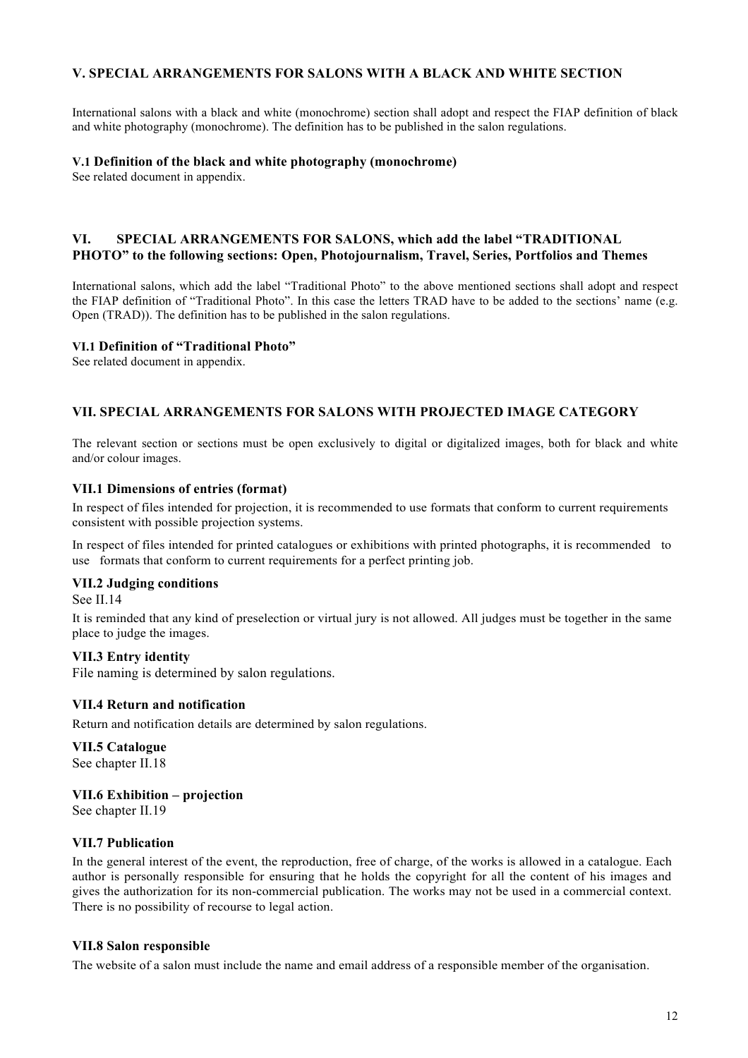## V. SPECIAL ARRANGEMENTS FOR SALONS WITH A BLACK AND WHITE SECTION

International salons with a black and white (monochrome) section shall adopt and respect the FIAP definition of black and white photography (monochrome). The definition has to be published in the salon regulations.

### V.1 Definition of the black and white photography (monochrome)

See related document in appendix.

## VI. SPECIAL ARRANGEMENTS FOR SALONS, which add the label "TRADITIONAL PHOTO" to the following sections: Open, Photojournalism, Travel, Series, Portfolios and Themes

International salons, which add the label "Traditional Photo" to the above mentioned sections shall adopt and respect the FIAP definition of "Traditional Photo". In this case the letters TRAD have to be added to the sections' name (e.g. Open (TRAD)). The definition has to be published in the salon regulations.

### VI.1 Definition of "Traditional Photo"

See related document in appendix.

## VII. SPECIAL ARRANGEMENTS FOR SALONS WITH PROJECTED IMAGE CATEGORY

The relevant section or sections must be open exclusively to digital or digitalized images, both for black and white and/or colour images.

### VII.1 Dimensions of entries (format)

In respect of files intended for projection, it is recommended to use formats that conform to current requirements consistent with possible projection systems.

In respect of files intended for printed catalogues or exhibitions with printed photographs, it is recommended to use formats that conform to current requirements for a perfect printing job.

### VII.2 Judging conditions

See II.14

It is reminded that any kind of preselection or virtual jury is not allowed. All judges must be together in the same place to judge the images.

### VII.3 Entry identity

File naming is determined by salon regulations.

### VII.4 Return and notification

Return and notification details are determined by salon regulations.

### VII.5 Catalogue

See chapter II.18

### VII.6 Exhibition – projection

See chapter II.19

### VII.7 Publication

In the general interest of the event, the reproduction, free of charge, of the works is allowed in a catalogue. Each author is personally responsible for ensuring that he holds the copyright for all the content of his images and gives the authorization for its non-commercial publication. The works may not be used in a commercial context. There is no possibility of recourse to legal action.

### VII.8 Salon responsible

The website of a salon must include the name and email address of a responsible member of the organisation.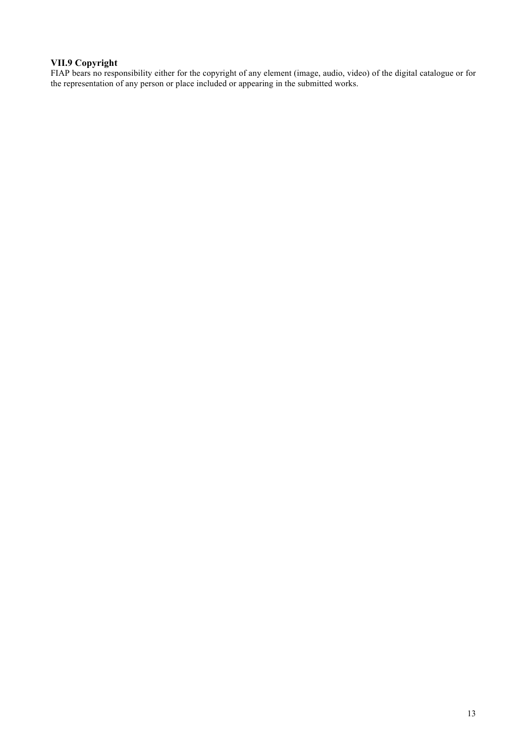### VII.9 Copyright

FIAP bears no responsibility either for the copyright of any element (image, audio, video) of the digital catalogue or for the representation of any person or place included or appearing in the submitted works.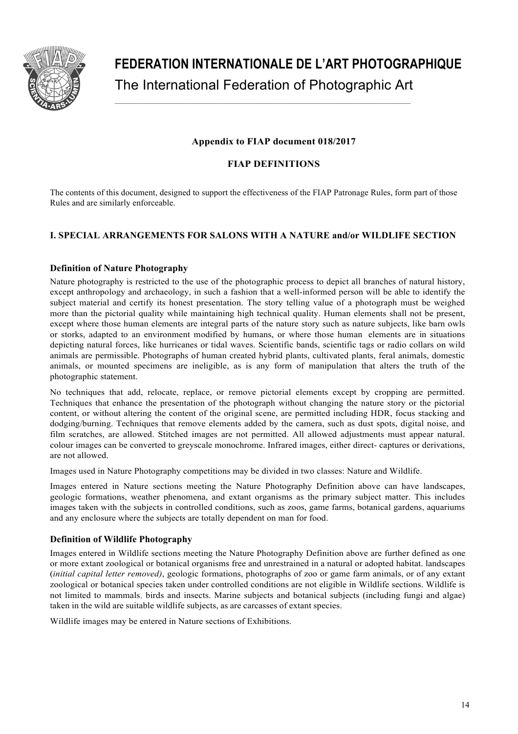# FEDERATION INTERNATIONALE DE L'ART PHOTOGRAPHIQUE

The International Federation of Photographic Art

**Appendix to FIAP document 018/2017**

**FIAP DEFINITIONS**

The contents of this document, designed to support the effectiveness of the FIAP Patronage Rules, form part of those Rules and are similarly enforceable.

## I. SPECIAL ARRANGEMENTS FOR SALONS WITH A NATURE and/or WILDLIFE SECTION

### Definition of Nature Photography

Nature photography is restricted to the use of the photographic process to depict all branches of natural history, except anthropology and archaeology, in such a fashion that a well-informed person will be able to identify the subject material and certify its honest presentation. The story telling value of a photograph must be weighed more than the pictorial quality while maintaining high technical quality. Human elements shall not be present, except where those human elements are integral parts of the nature story such as nature subjects, like barn owls or storks, adapted to an environment modified by humans, or where those human elements are in situations depicting natural forces, like hurricanes or tidal waves. Scientific bands, scientific tags or radio collars on wild animals are permissible. Photographs of human created hybrid plants, cultivated plants, feral animals, domestic animals, or mounted specimens are ineligible, as is any form of manipulation that alters the truth of the photographic statement.

No techniques that add, relocate, replace, or remove pictorial elements except by cropping are permitted. Techniques that enhance the presentation of the photograph without changing the nature story or the pictorial content, or without altering the content of the original scene, are permitted including HDR, focus stacking and dodging/burning. Techniques that remove elements added by the camera, such as dust spots, digital noise, and film scratches, are allowed. Stitched images are not permitted. All allowed adjustments must appear natural. colour images can be converted to greyscale monochrome. Infrared images, either direct- captures or derivations, are not allowed.

Images used in Nature Photography competitions may be divided in two classes: Nature and Wildlife.

Images entered in Nature sections meeting the Nature Photography Definition above can have landscapes, geologic formations, weather phenomena, and extant organisms as the primary subject matter. This includes images taken with the subjects in controlled conditions, such as zoos, game farms, botanical gardens, aquariums and any enclosure where the subjects are totally dependent on man for food.

### Definition of Wildlife Photography

Images entered in Wildlife sections meeting the Nature Photography Definition above are further defined as one or more extant zoological or botanical organisms free and unrestrained in a natural or adopted habitat. landscapes (*initial capital letter removed)*, geologic formations, photographs of zoo or game farm animals, or of any extant zoological or botanical species taken under controlled conditions are not eligible in Wildlife sections. Wildlife is not limited to mammals, birds and insects. Marine subjects and botanical subjects (including fungi and algae) taken in the wild are suitable wildlife subjects, as are carcasses of extant species.

Wildlife images may be entered in Nature sections of Exhibitions.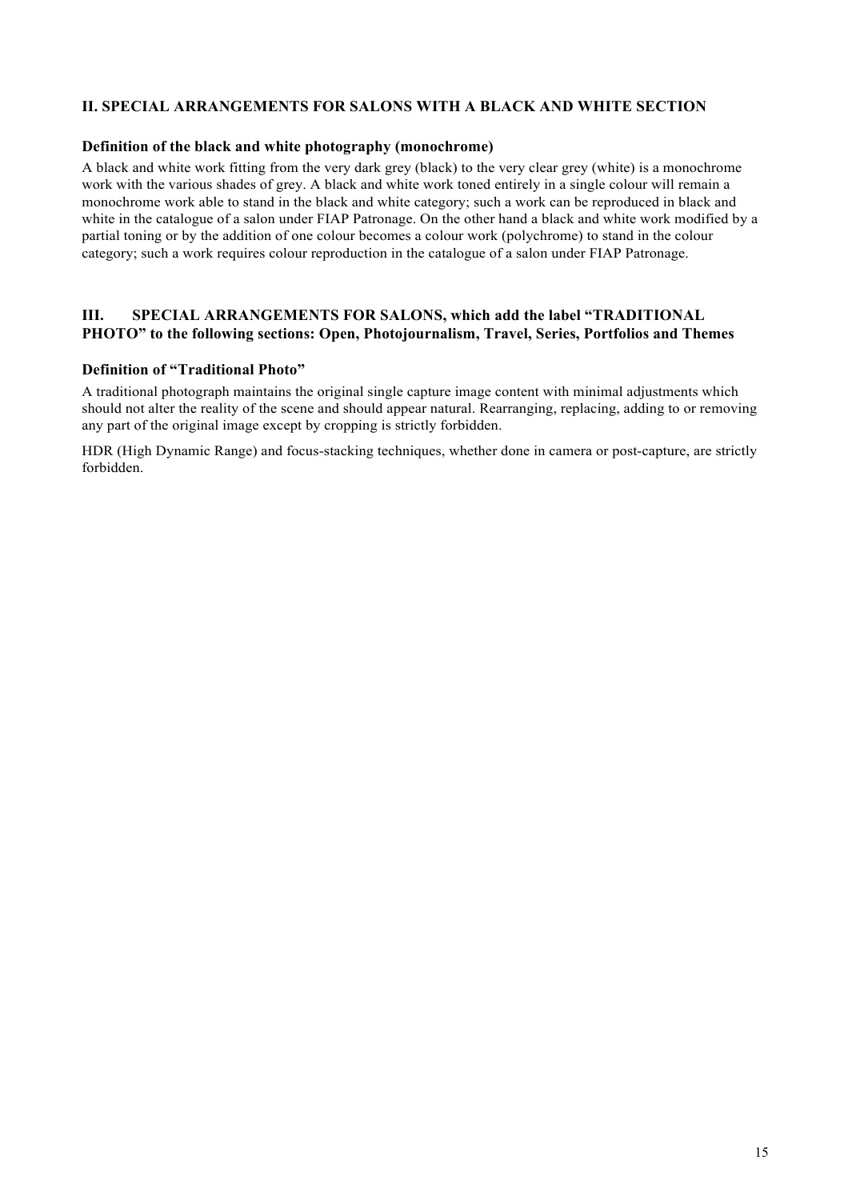## II. SPECIAL ARRANGEMENTS FOR SALONS WITH A BLACK AND WHITE SECTION

### Definition of the black and white photography (monochrome)

A black and white work fitting from the very dark grey (black) to the very clear grey (white) is a monochrome work with the various shades of grey. A black and white work toned entirely in a single colour will remain a monochrome work able to stand in the black and white category; such a work can be reproduced in black and white in the catalogue of a salon under FIAP Patronage. On the other hand a black and white work modified by a partial toning or by the addition of one colour becomes a colour work (polychrome) to stand in the colour category; such a work requires colour reproduction in the catalogue of a salon under FIAP Patronage.

## III. SPECIAL ARRANGEMENTS FOR SALONS, which add the label "TRADITIONAL PHOTO" to the following sections: Open, Photojournalism, Travel, Series, Portfolios and Themes

### Definition of "Traditional Photo"

A traditional photograph maintains the original single capture image content with minimal adjustments which should not alter the reality of the scene and should appear natural. Rearranging, replacing, adding to or removing any part of the original image except by cropping is strictly forbidden.

HDR (High Dynamic Range) and focus-stacking techniques, whether done in camera or post-capture, are strictly forbidden.